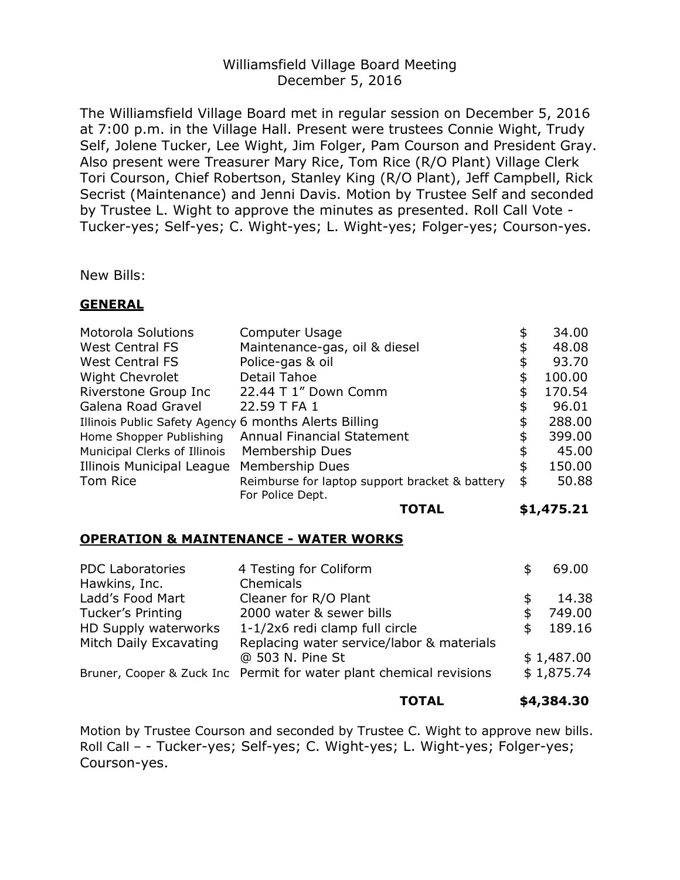# Williamsfield Village Board Meeting
December 5, 2016

The Williamsfield Village Board met in regular session on December 5, 2016 at 7:00 p.m. in the Village Hall. Present were trustees Connie Wight, Trudy Self, Jolene Tucker, Lee Wight, Jim Folger, Pam Courson and President Gray. Also present were Treasurer Mary Rice, Tom Rice (R/O Plant) Village Clerk Tori Courson, Chief Robertson, Stanley King (R/O Plant), Jeff Campbell, Rick Secrist (Maintenance) and Jenni Davis. Motion by Trustee Self and seconded by Trustee L. Wight to approve the minutes as presented. Roll Call Vote - Tucker-yes; Self-yes; C. Wight-yes; L. Wight-yes; Folger-yes; Courson-yes.

New Bills:

## GENERAL

| | | |
|---|---|---|
| Motorola Solutions | Computer Usage | $ 34.00 |
| West Central FS | Maintenance-gas, oil & diesel | $ 48.08 |
| West Central FS | Police-gas & oil | $ 93.70 |
| Wight Chevrolet | Detail Tahoe | $ 100.00 |
| Riverstone Group Inc | 22.44 T 1" Down Comm | $ 170.54 |
| Galena Road Gravel | 22.59 T FA 1 | $ 96.01 |
| Illinois Public Safety Agency | 6 months Alerts Billing | $ 288.00 |
| Home Shopper Publishing | Annual Financial Statement | $ 399.00 |
| Municipal Clerks of Illinois | Membership Dues | $ 45.00 |
| Illinois Municipal League | Membership Dues | $ 150.00 |
| Tom Rice | Reimburse for laptop support bracket & battery For Police Dept. | $ 50.88 |
| | **TOTAL** | **$1,475.21** |

## OPERATION & MAINTENANCE - WATER WORKS

| | | |
|---|---|---|
| PDC Laboratories | 4 Testing for Coliform | $ 69.00 |
| Hawkins, Inc. | Chemicals | |
| Ladd's Food Mart | Cleaner for R/O Plant | $ 14.38 |
| Tucker's Printing | 2000 water & sewer bills | $ 749.00 |
| HD Supply waterworks | 1-1/2x6 redi clamp full circle | $ 189.16 |
| Mitch Daily Excavating | Replacing water service/labor & materials @ 503 N. Pine St | $ 1,487.00 |
| Bruner, Cooper & Zuck Inc | Permit for water plant chemical revisions | $ 1,875.74 |
| | **TOTAL** | **$4,384.30** |

Motion by Trustee Courson and seconded by Trustee C. Wight to approve new bills. Roll Call – - Tucker-yes; Self-yes; C. Wight-yes; L. Wight-yes; Folger-yes; Courson-yes.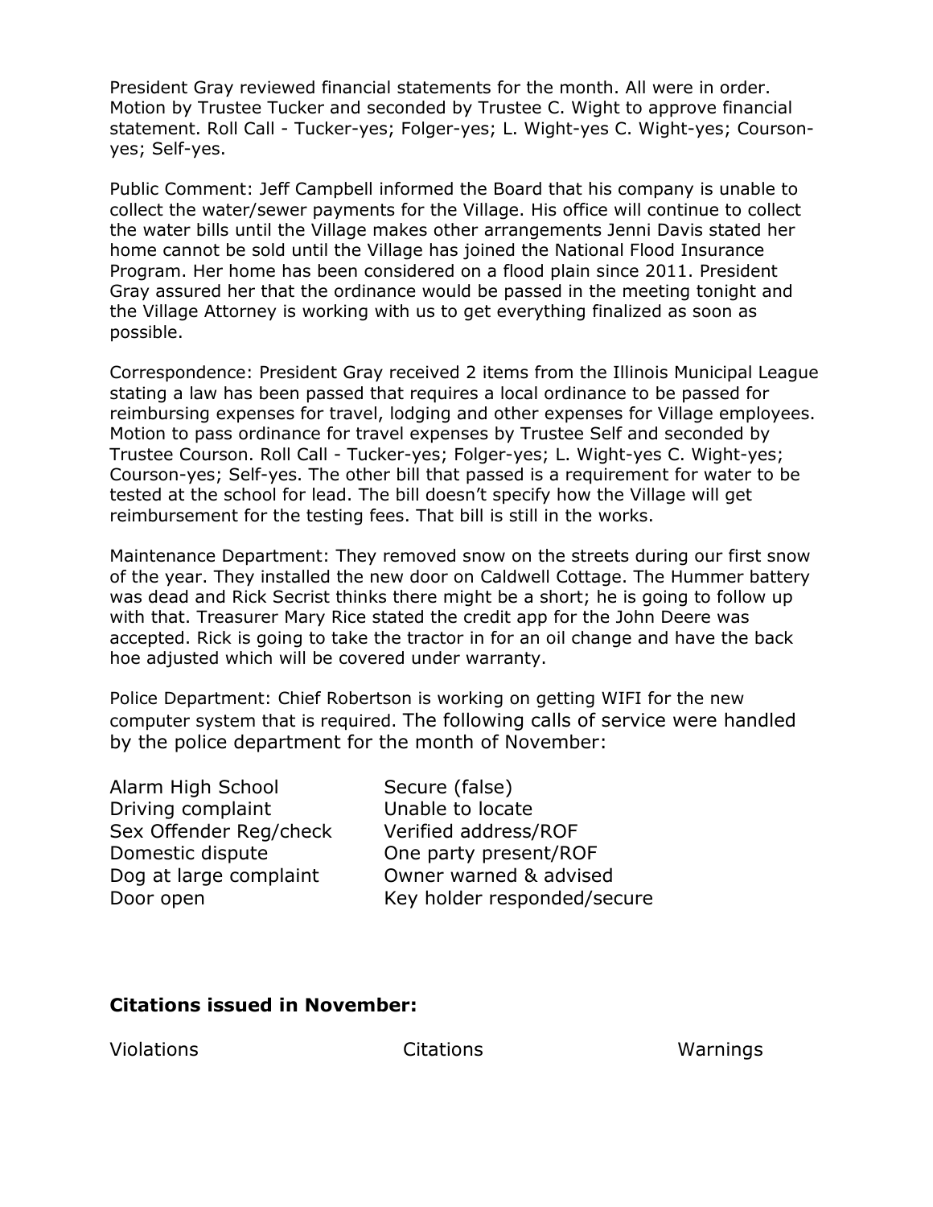President Gray reviewed financial statements for the month. All were in order. Motion by Trustee Tucker and seconded by Trustee C. Wight to approve financial statement. Roll Call - Tucker-yes; Folger-yes; L. Wight-yes C. Wight-yes; Courson-yes; Self-yes.

Public Comment: Jeff Campbell informed the Board that his company is unable to collect the water/sewer payments for the Village. His office will continue to collect the water bills until the Village makes other arrangements Jenni Davis stated her home cannot be sold until the Village has joined the National Flood Insurance Program. Her home has been considered on a flood plain since 2011. President Gray assured her that the ordinance would be passed in the meeting tonight and the Village Attorney is working with us to get everything finalized as soon as possible.

Correspondence: President Gray received 2 items from the Illinois Municipal League stating a law has been passed that requires a local ordinance to be passed for reimbursing expenses for travel, lodging and other expenses for Village employees. Motion to pass ordinance for travel expenses by Trustee Self and seconded by Trustee Courson. Roll Call - Tucker-yes; Folger-yes; L. Wight-yes C. Wight-yes; Courson-yes; Self-yes. The other bill that passed is a requirement for water to be tested at the school for lead. The bill doesn't specify how the Village will get reimbursement for the testing fees. That bill is still in the works.

Maintenance Department: They removed snow on the streets during our first snow of the year. They installed the new door on Caldwell Cottage. The Hummer battery was dead and Rick Secrist thinks there might be a short; he is going to follow up with that. Treasurer Mary Rice stated the credit app for the John Deere was accepted. Rick is going to take the tractor in for an oil change and have the back hoe adjusted which will be covered under warranty.

Police Department: Chief Robertson is working on getting WIFI for the new computer system that is required. The following calls of service were handled by the police department for the month of November:

| | |
|---|---|
| Alarm High School | Secure (false) |
| Driving complaint | Unable to locate |
| Sex Offender Reg/check | Verified address/ROF |
| Domestic dispute | One party present/ROF |
| Dog at large complaint | Owner warned & advised |
| Door open | Key holder responded/secure |

**Citations issued in November:**

| Violations | Citations | Warnings |
|---|---|---|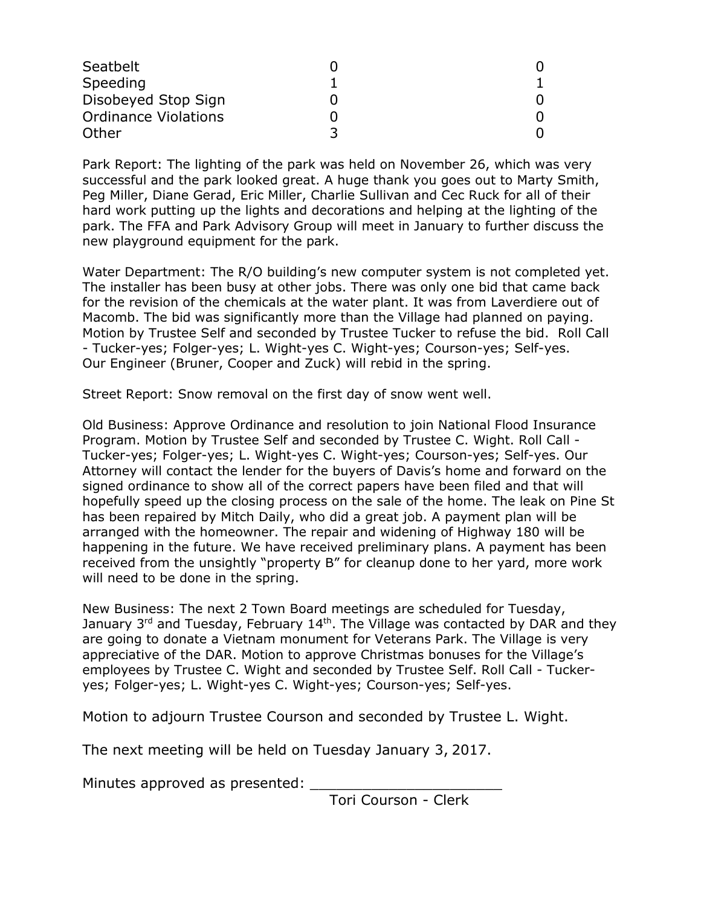| | | |
|---|---|---|
| Seatbelt | 0 | 0 |
| Speeding | 1 | 1 |
| Disobeyed Stop Sign | 0 | 0 |
| Ordinance Violations | 0 | 0 |
| Other | 3 | 0 |

Park Report: The lighting of the park was held on November 26, which was very successful and the park looked great. A huge thank you goes out to Marty Smith, Peg Miller, Diane Gerad, Eric Miller, Charlie Sullivan and Cec Ruck for all of their hard work putting up the lights and decorations and helping at the lighting of the park. The FFA and Park Advisory Group will meet in January to further discuss the new playground equipment for the park.

Water Department: The R/O building's new computer system is not completed yet. The installer has been busy at other jobs. There was only one bid that came back for the revision of the chemicals at the water plant. It was from Laverdiere out of Macomb. The bid was significantly more than the Village had planned on paying. Motion by Trustee Self and seconded by Trustee Tucker to refuse the bid. Roll Call - Tucker-yes; Folger-yes; L. Wight-yes C. Wight-yes; Courson-yes; Self-yes. Our Engineer (Bruner, Cooper and Zuck) will rebid in the spring.

Street Report: Snow removal on the first day of snow went well.

Old Business: Approve Ordinance and resolution to join National Flood Insurance Program. Motion by Trustee Self and seconded by Trustee C. Wight. Roll Call - Tucker-yes; Folger-yes; L. Wight-yes C. Wight-yes; Courson-yes; Self-yes. Our Attorney will contact the lender for the buyers of Davis's home and forward on the signed ordinance to show all of the correct papers have been filed and that will hopefully speed up the closing process on the sale of the home. The leak on Pine St has been repaired by Mitch Daily, who did a great job. A payment plan will be arranged with the homeowner. The repair and widening of Highway 180 will be happening in the future. We have received preliminary plans. A payment has been received from the unsightly "property B" for cleanup done to her yard, more work will need to be done in the spring.

New Business: The next 2 Town Board meetings are scheduled for Tuesday, January 3rd and Tuesday, February 14th. The Village was contacted by DAR and they are going to donate a Vietnam monument for Veterans Park. The Village is very appreciative of the DAR. Motion to approve Christmas bonuses for the Village's employees by Trustee C. Wight and seconded by Trustee Self. Roll Call - Tucker-yes; Folger-yes; L. Wight-yes C. Wight-yes; Courson-yes; Self-yes.

Motion to adjourn Trustee Courson and seconded by Trustee L. Wight.

The next meeting will be held on Tuesday January 3, 2017.

Minutes approved as presented: ______________________

Tori Courson - Clerk